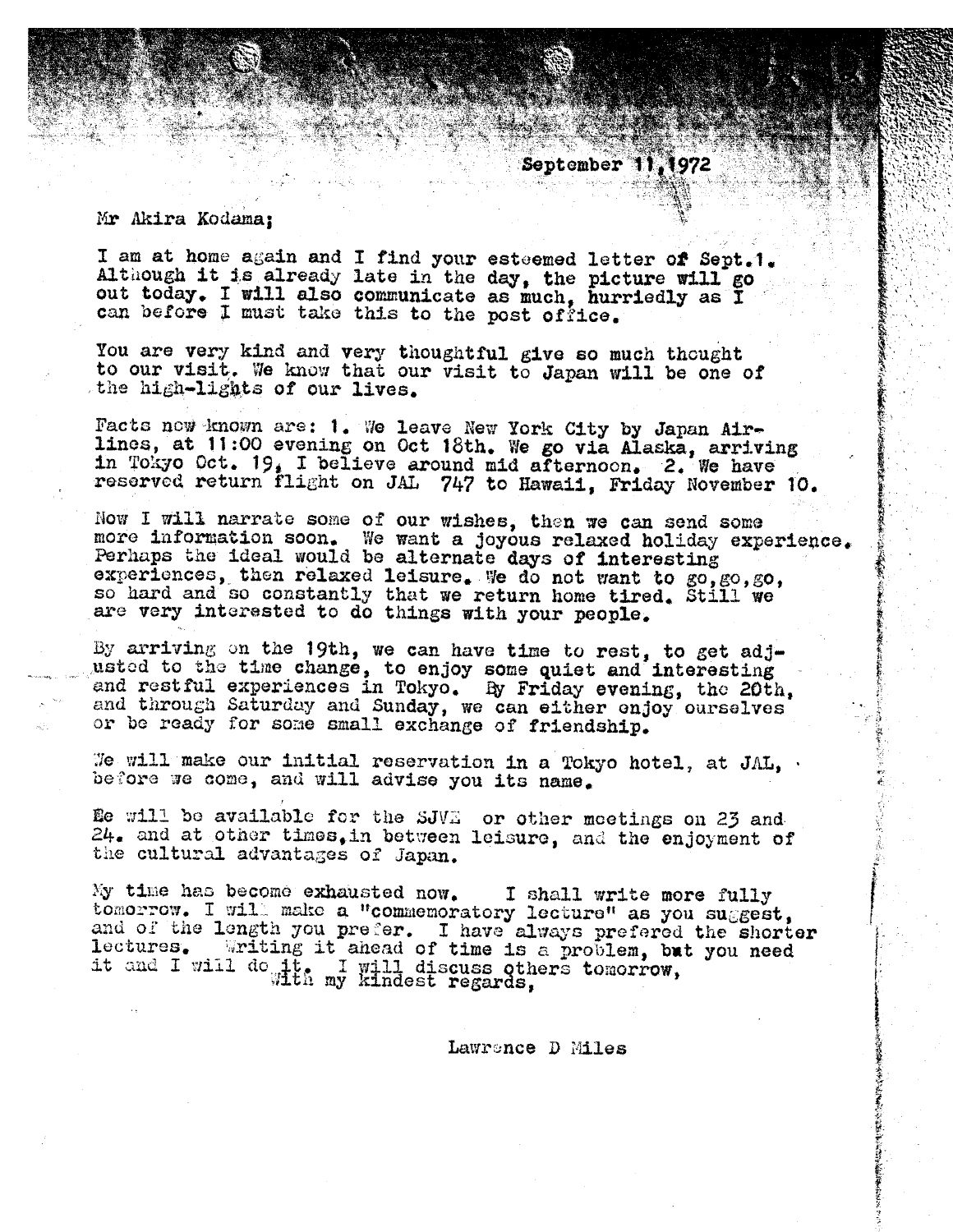September 11,1972

Mr Akira Kodama;

I am at home again and I find your esteemed letter of Sept.1. Although it is already late in the day, the picture will go out today. I will also communicate as much, hurriedly as I can before I must take this to the post office.

You are very kind and very thoughtful give so much thought to our visit. We know that our visit to Japan will be one of the high-lights of our lives.

Facts now known are: 1. We leave New York City by Japan Air-lines, at 11:00 evening on Oct 18th. We go via Alaska, arriving in Tokyo Oct. 19, I believe around mid afternoon. 2. We have reserved return flight on JAL 747 to Hawaii, Friday November 10.

Now I will narrate some of our wishes, then we can send some more information soon. We want a joyous relaxed holiday experience. Perhaps the ideal would be alternate days of interesting experiences, then relaxed leisure. We do not want to go,go,go, so hard and so constantly that we return home tired. Still we are very interested to do things with your people.

By arriving on the 19th, we can have time to rest, to get adj-usted to the time change, to enjoy some quiet and interesting and restful experiences in Tokyo. By Friday evening, the 20th, and through Saturday and Sunday, we can either enjoy ourselves or be ready for some small exchange of friendship.

We will make our initial reservation in a Tokyo hotel, at JAL, before we come, and will advise you its name.

We will be available for the SJVE or other meetings on 23 and 24. and at other times,in between leisure, and the enjoyment of the cultural advantages of Japan.

My time has become exhausted now. I shall write more fully tomorrow. I will make a "commemoratory lecture" as you suggest, and of the length you prefer. I have always prefered the shorter lectures. Writing it ahead of time is a problem, but you need it and I will do it. I will discuss others tomorrow,

With my kindest regards,

Lawrence D Miles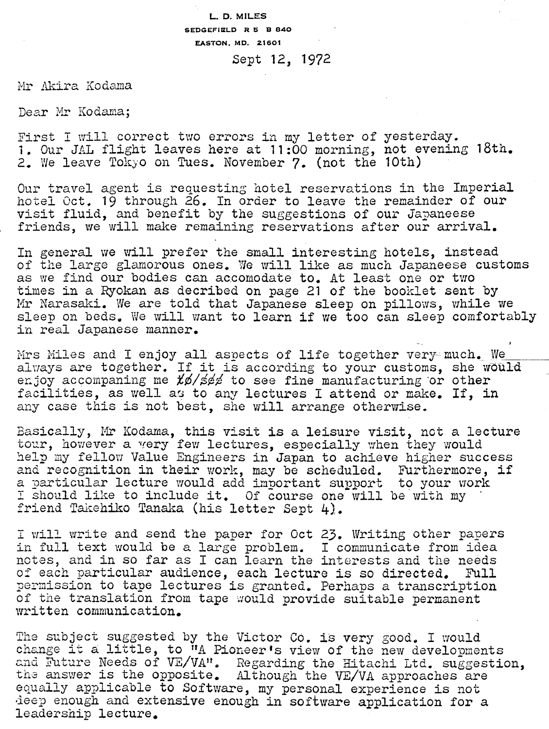L. D. MILES
SEDGEFIELD R 5 B 840
EASTON, MD. 21601

Sept 12, 1972

Mr Akira Kodama

Dear Mr Kodama;

First I will correct two errors in my letter of yesterday.
1. Our JAL flight leaves here at 11:00 morning, not evening 18th.
2. We leave Tokyo on Tues. November 7. (not the 10th)

Our travel agent is requesting hotel reservations in the Imperial hotel Oct. 19 through 26. In order to leave the remainder of our visit fluid, and benefit by the suggestions of our Japaneese friends, we will make remaining reservations after our arrival.

In general we will prefer the small interesting hotels, instead of the large glamorous ones. We will like as much Japaneese customs as we find our bodies can accomodate to. At least one or two times in a Ryokan as decribed on page 21 of the booklet sent by Mr Narasaki. We are told that Japanese sleep on pillows, while we sleep on beds. We will want to learn if we too can sleep comfortably in real Japanese manner.

Mrs Miles and I enjoy all aspects of life together very much. We always are together. If it is according to your customs, she would enjoy accompaning me ~~to/see~~ to see fine manufacturing or other facilities, as well as to any lectures I attend or make. If, in any case this is not best, she will arrange otherwise.

Basically, Mr Kodama, this visit is a leisure visit, not a lecture tour, however a very few lectures, especially when they would help my fellow Value Engineers in Japan to achieve higher success and recognition in their work, may be scheduled. Furthermore, if a particular lecture would add important support to your work I should like to include it. Of course one will be with my friend Takehiko Tanaka (his letter Sept 4).

I will write and send the paper for Oct 23. Writing other papers in full text would be a large problem. I communicate from idea notes, and in so far as I can learn the interests and the needs of each particular audience, each lecture is so directed. Full permission to tape lectures is granted. Perhaps a transcription of the translation from tape would provide suitable permanent written communication.

The subject suggested by the Victor Co. is very good. I would change it a little, to "A Pioneer's view of the new developments and Future Needs of VE/VA". Regarding the Hitachi Ltd. suggestion, the answer is the opposite. Although the VE/VA approaches are equally applicable to Software, my personal experience is not deep enough and extensive enough in software application for a leadership lecture.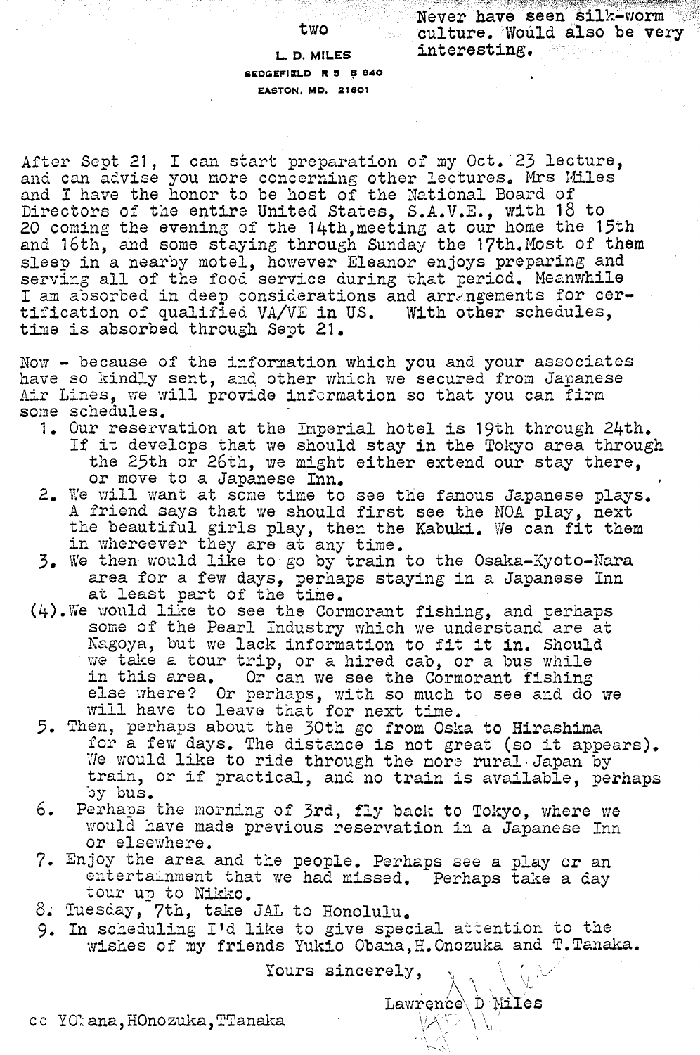two

L. D. MILES

SEDGEFIELD R 5 B 840

EASTON, MD. 21601

Never have seen silk-worm culture. Would also be very interesting.

After Sept 21, I can start preparation of my Oct. 23 lecture, and can advise you more concerning other lectures. Mrs Miles and I have the honor to be host of the National Board of Directors of the entire United States, S.A.V.E., with 18 to 20 coming the evening of the 14th, meeting at our home the 15th and 16th, and some staying through Sunday the 17th. Most of them sleep in a nearby motel, however Eleanor enjoys preparing and serving all of the food service during that period. Meanwhile I am absorbed in deep considerations and arrangements for certification of qualified VA/VE in US. With other schedules, time is absorbed through Sept 21.

Now - because of the information which you and your associates have so kindly sent, and other which we secured from Japanese Air Lines, we will provide information so that you can firm some schedules.

1. Our reservation at the Imperial hotel is 19th through 24th. If it develops that we should stay in the Tokyo area through the 25th or 26th, we might either extend our stay there, or move to a Japanese Inn.
2. We will want at some time to see the famous Japanese plays. A friend says that we should first see the NOA play, next the beautiful girls play, then the Kabuki. We can fit them in whereever they are at any time.
3. We then would like to go by train to the Osaka-Kyoto-Nara area for a few days, perhaps staying in a Japanese Inn at least part of the time.
(4). We would like to see the Cormorant fishing, and perhaps some of the Pearl Industry which we understand are at Nagoya, but we lack information to fit it in. Should we take a tour trip, or a hired cab, or a bus while in this area. Or can we see the Cormorant fishing else where? Or perhaps, with so much to see and do we will have to leave that for next time.
5. Then, perhaps about the 30th go from Oska to Hirashima for a few days. The distance is not great (so it appears). We would like to ride through the more rural Japan by train, or if practical, and no train is available, perhaps by bus.
6. Perhaps the morning of 3rd, fly back to Tokyo, where we would have made previous reservation in a Japanese Inn or elsewhere.
7. Enjoy the area and the people. Perhaps see a play or an entertainment that we had missed. Perhaps take a day tour up to Nikko.
8. Tuesday, 7th, take JAL to Honolulu.
9. In scheduling I'd like to give special attention to the wishes of my friends Yukio Obana, H. Onozuka and T. Tanaka.

Yours sincerely,

Lawrence D Miles

cc YObana, HOnozuka, TTanaka